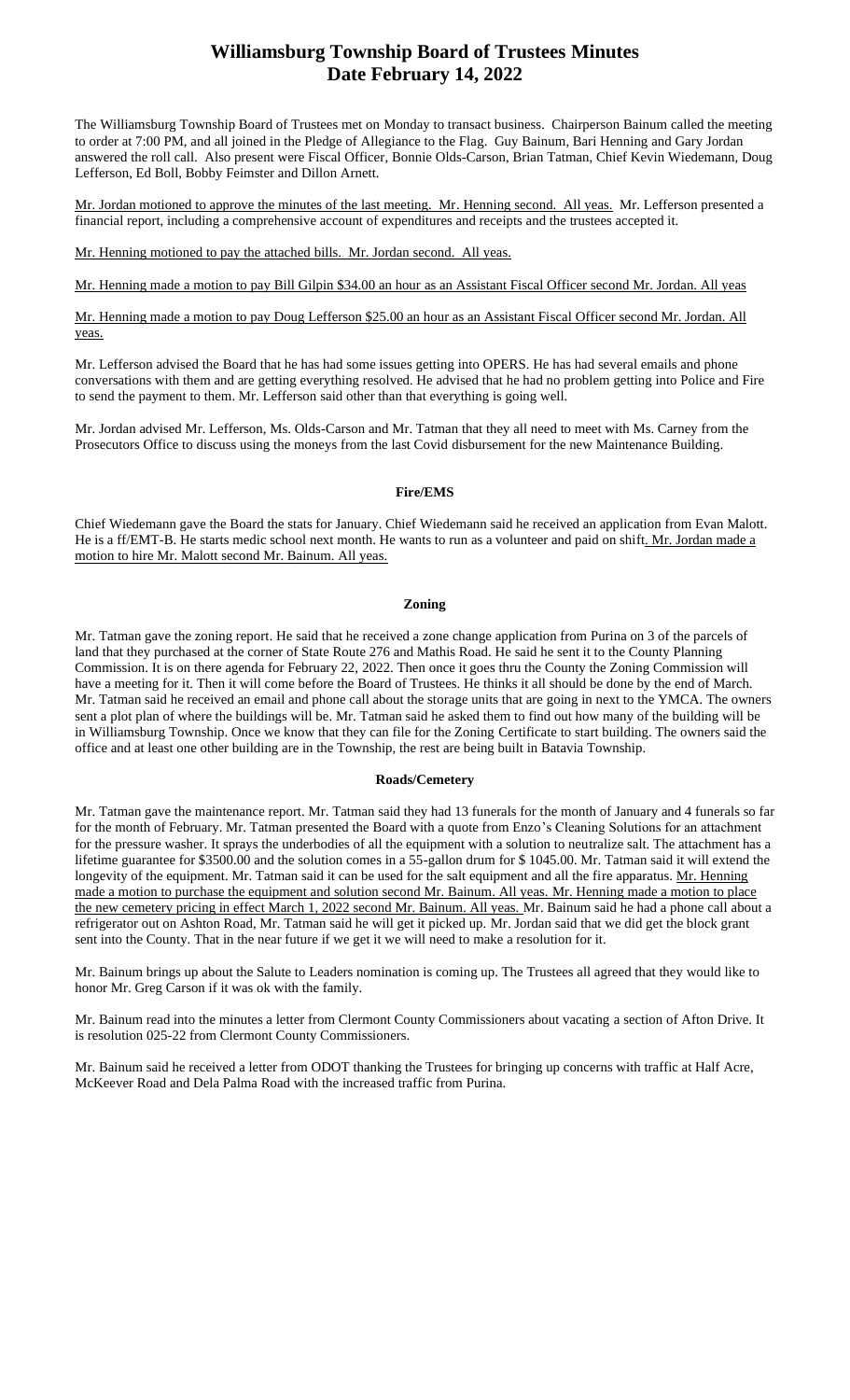# Williamsburg Township Board of Trustees Minutes
# Date February 14, 2022

The Williamsburg Township Board of Trustees met on Monday to transact business. Chairperson Bainum called the meeting to order at 7:00 PM, and all joined in the Pledge of Allegiance to the Flag. Guy Bainum, Bari Henning and Gary Jordan answered the roll call. Also present were Fiscal Officer, Bonnie Olds-Carson, Brian Tatman, Chief Kevin Wiedemann, Doug Lefferson, Ed Boll, Bobby Feimster and Dillon Arnett.

<u>Mr. Jordan motioned to approve the minutes of the last meeting. Mr. Henning second. All yeas.</u> Mr. Lefferson presented a financial report, including a comprehensive account of expenditures and receipts and the trustees accepted it.

<u>Mr. Henning motioned to pay the attached bills. Mr. Jordan second. All yeas.</u>

<u>Mr. Henning made a motion to pay Bill Gilpin $34.00 an hour as an Assistant Fiscal Officer second Mr. Jordan. All yeas</u>

<u>Mr. Henning made a motion to pay Doug Lefferson $25.00 an hour as an Assistant Fiscal Officer second Mr. Jordan. All yeas.</u>

Mr. Lefferson advised the Board that he has had some issues getting into OPERS. He has had several emails and phone conversations with them and are getting everything resolved. He advised that he had no problem getting into Police and Fire to send the payment to them. Mr. Lefferson said other than that everything is going well.

Mr. Jordan advised Mr. Lefferson, Ms. Olds-Carson and Mr. Tatman that they all need to meet with Ms. Carney from the Prosecutors Office to discuss using the moneys from the last Covid disbursement for the new Maintenance Building.

### Fire/EMS

Chief Wiedemann gave the Board the stats for January. Chief Wiedemann said he received an application from Evan Malott. He is a ff/EMT-B. He starts medic school next month. He wants to run as a volunteer and paid on shift<u>. Mr. Jordan made a motion to hire Mr. Malott second Mr. Bainum. All yeas.</u>

### Zoning

Mr. Tatman gave the zoning report. He said that he received a zone change application from Purina on 3 of the parcels of land that they purchased at the corner of State Route 276 and Mathis Road. He said he sent it to the County Planning Commission. It is on there agenda for February 22, 2022. Then once it goes thru the County the Zoning Commission will have a meeting for it. Then it will come before the Board of Trustees. He thinks it all should be done by the end of March. Mr. Tatman said he received an email and phone call about the storage units that are going in next to the YMCA. The owners sent a plot plan of where the buildings will be. Mr. Tatman said he asked them to find out how many of the building will be in Williamsburg Township. Once we know that they can file for the Zoning Certificate to start building. The owners said the office and at least one other building are in the Township, the rest are being built in Batavia Township.

### Roads/Cemetery

Mr. Tatman gave the maintenance report. Mr. Tatman said they had 13 funerals for the month of January and 4 funerals so far for the month of February. Mr. Tatman presented the Board with a quote from Enzo's Cleaning Solutions for an attachment for the pressure washer. It sprays the underbodies of all the equipment with a solution to neutralize salt. The attachment has a lifetime guarantee for $3500.00 and the solution comes in a 55-gallon drum for $ 1045.00. Mr. Tatman said it will extend the longevity of the equipment. Mr. Tatman said it can be used for the salt equipment and all the fire apparatus. <u>Mr. Henning made a motion to purchase the equipment and solution second Mr. Bainum. All yeas. Mr. Henning made a motion to place the new cemetery pricing in effect March 1, 2022 second Mr. Bainum. All yeas.</u> Mr. Bainum said he had a phone call about a refrigerator out on Ashton Road, Mr. Tatman said he will get it picked up. Mr. Jordan said that we did get the block grant sent into the County. That in the near future if we get it we will need to make a resolution for it.

Mr. Bainum brings up about the Salute to Leaders nomination is coming up. The Trustees all agreed that they would like to honor Mr. Greg Carson if it was ok with the family.

Mr. Bainum read into the minutes a letter from Clermont County Commissioners about vacating a section of Afton Drive. It is resolution 025-22 from Clermont County Commissioners.

Mr. Bainum said he received a letter from ODOT thanking the Trustees for bringing up concerns with traffic at Half Acre, McKeever Road and Dela Palma Road with the increased traffic from Purina.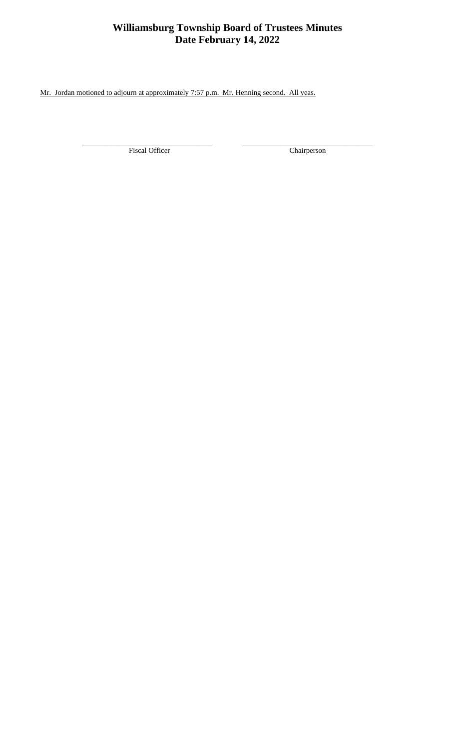Mr. Jordan motioned to adjourn at approximately 7:57 p.m. Mr. Henning second. All yeas.

\_\_\_\_\_\_\_\_\_\_\_\_\_\_\_\_\_\_\_\_\_\_\_\_\_\_\_\_\_\_\_\_\_\_ \_\_\_\_\_\_\_\_\_\_\_\_\_\_\_\_\_\_\_\_\_\_\_\_\_\_\_\_\_\_\_\_\_\_

Fiscal Officer Chairperson